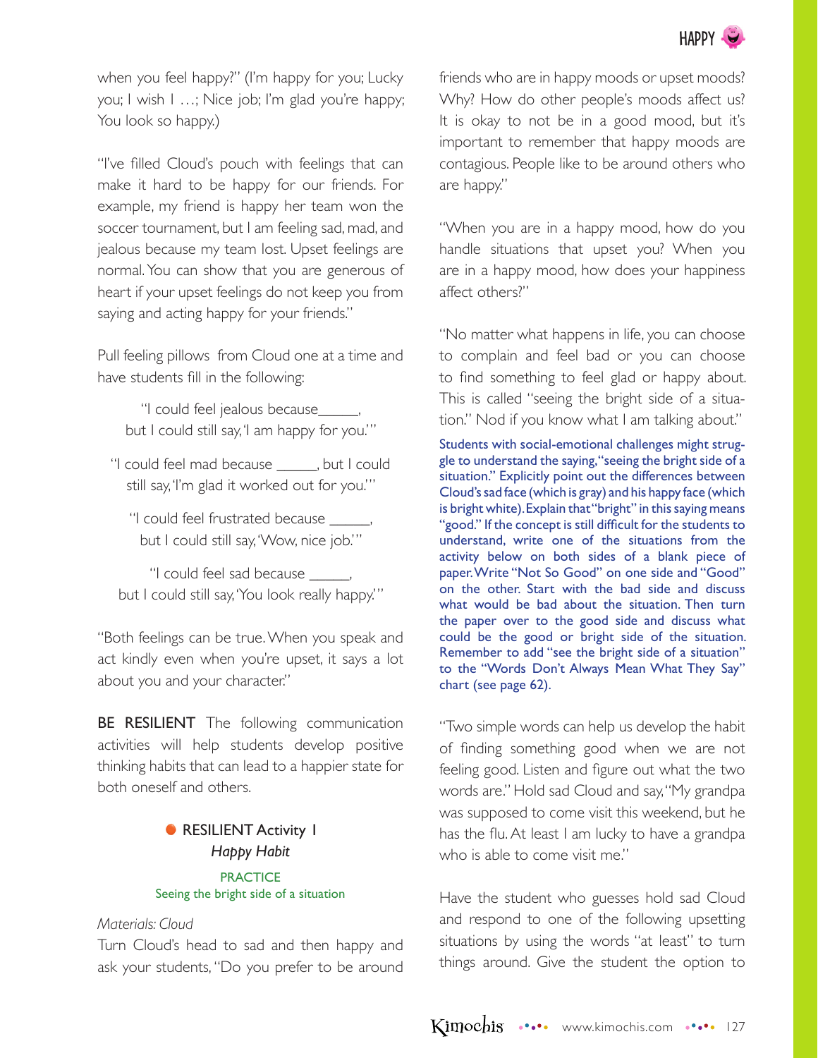when you feel happy?" (I'm happy for you; Lucky you; I wish I …; Nice job; I'm glad you're happy; You look so happy.)

"I've filled Cloud's pouch with feelings that can make it hard to be happy for our friends. For example, my friend is happy her team won the soccer tournament, but I am feeling sad, mad, and jealous because my team lost. Upset feelings are normal. You can show that you are generous of heart if your upset feelings do not keep you from saying and acting happy for your friends."

Pull feeling pillows from Cloud one at a time and have students fill in the following:

> "I could feel jealous because_____, but I could still say, 'I am happy for you.'"
>
> "I could feel mad because _____, but I could still say, 'I'm glad it worked out for you.'"
>
> "I could feel frustrated because _____, but I could still say, 'Wow, nice job.'"
>
> "I could feel sad because _____, but I could still say, 'You look really happy.'"

"Both feelings can be true. When you speak and act kindly even when you're upset, it says a lot about you and your character."

**BE RESILIENT** The following communication activities will help students develop positive thinking habits that can lead to a happier state for both oneself and others.

### RESILIENT Activity 1
### *Happy Habit*

PRACTICE
Seeing the bright side of a situation

*Materials: Cloud*

Turn Cloud's head to sad and then happy and ask your students, "Do you prefer to be around friends who are in happy moods or upset moods? Why? How do other people's moods affect us? It is okay to not be in a good mood, but it's important to remember that happy moods are contagious. People like to be around others who are happy."

"When you are in a happy mood, how do you handle situations that upset you? When you are in a happy mood, how does your happiness affect others?"

"No matter what happens in life, you can choose to complain and feel bad or you can choose to find something to feel glad or happy about. This is called "seeing the bright side of a situation." Nod if you know what I am talking about."

Students with social-emotional challenges might struggle to understand the saying, "seeing the bright side of a situation." Explicitly point out the differences between Cloud's sad face (which is gray) and his happy face (which is bright white). Explain that "bright" in this saying means "good." If the concept is still difficult for the students to understand, write one of the situations from the activity below on both sides of a blank piece of paper. Write "Not So Good" on one side and "Good" on the other. Start with the bad side and discuss what would be bad about the situation. Then turn the paper over to the good side and discuss what could be the good or bright side of the situation. Remember to add "see the bright side of a situation" to the "Words Don't Always Mean What They Say" chart (see page 62).

"Two simple words can help us develop the habit of finding something good when we are not feeling good. Listen and figure out what the two words are." Hold sad Cloud and say, "My grandpa was supposed to come visit this weekend, but he has the flu. At least I am lucky to have a grandpa who is able to come visit me."

Have the student who guesses hold sad Cloud and respond to one of the following upsetting situations by using the words "at least" to turn things around. Give the student the option to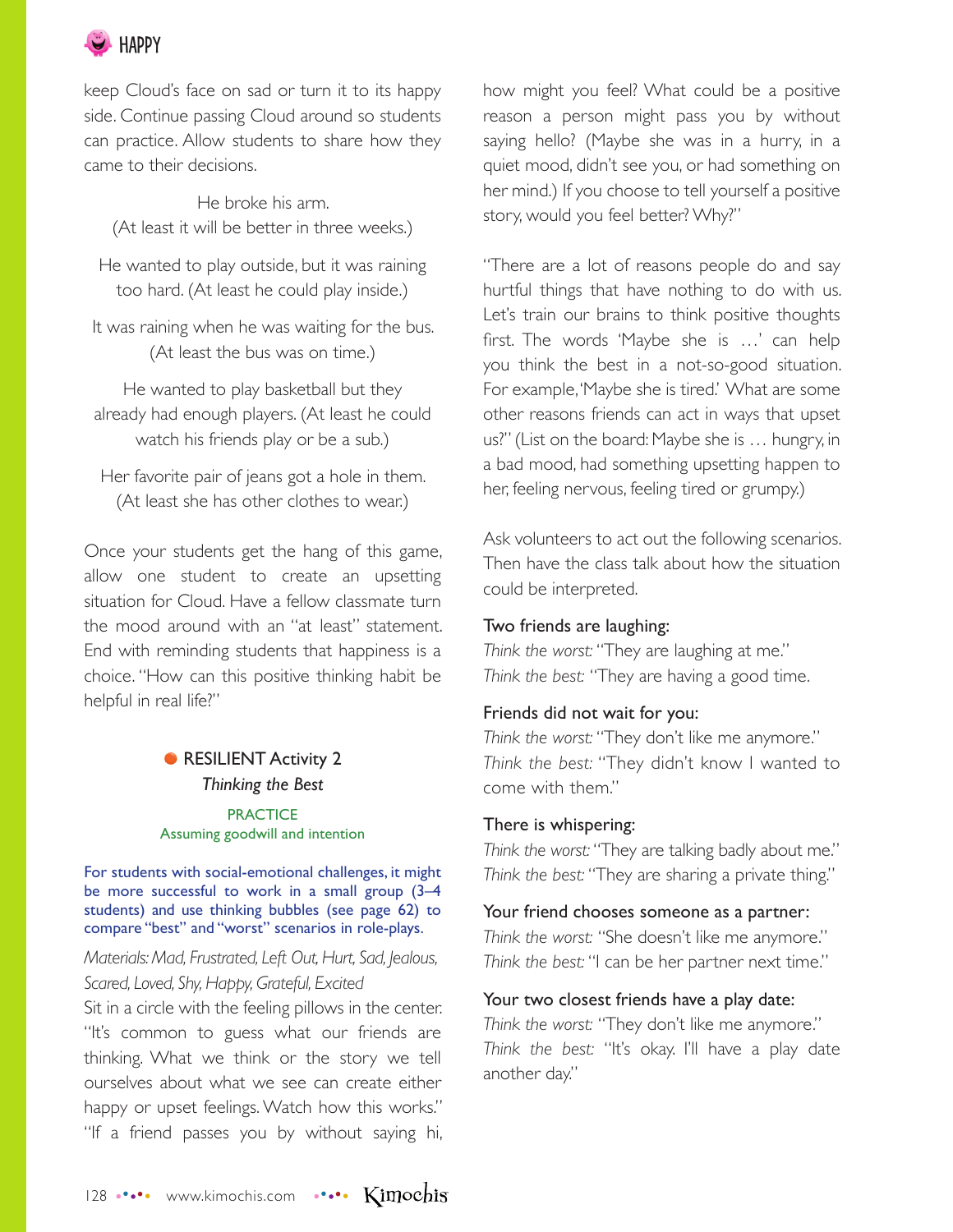keep Cloud's face on sad or turn it to its happy side. Continue passing Cloud around so students can practice. Allow students to share how they came to their decisions.

He broke his arm.
(At least it will be better in three weeks.)

He wanted to play outside, but it was raining too hard. (At least he could play inside.)

It was raining when he was waiting for the bus. (At least the bus was on time.)

He wanted to play basketball but they already had enough players. (At least he could watch his friends play or be a sub.)

Her favorite pair of jeans got a hole in them. (At least she has other clothes to wear.)

Once your students get the hang of this game, allow one student to create an upsetting situation for Cloud. Have a fellow classmate turn the mood around with an "at least" statement. End with reminding students that happiness is a choice. "How can this positive thinking habit be helpful in real life?"

## RESILIENT Activity 2

*Thinking the Best*

PRACTICE
Assuming goodwill and intention

For students with social-emotional challenges, it might be more successful to work in a small group (3–4 students) and use thinking bubbles (see page 62) to compare "best" and "worst" scenarios in role-plays.

*Materials: Mad, Frustrated, Left Out, Hurt, Sad, Jealous, Scared, Loved, Shy, Happy, Grateful, Excited*

Sit in a circle with the feeling pillows in the center. "It's common to guess what our friends are thinking. What we think or the story we tell ourselves about what we see can create either happy or upset feelings. Watch how this works." "If a friend passes you by without saying hi, how might you feel? What could be a positive reason a person might pass you by without saying hello? (Maybe she was in a hurry, in a quiet mood, didn't see you, or had something on her mind.) If you choose to tell yourself a positive story, would you feel better? Why?"

"There are a lot of reasons people do and say hurtful things that have nothing to do with us. Let's train our brains to think positive thoughts first. The words 'Maybe she is …' can help you think the best in a not-so-good situation. For example, 'Maybe she is tired.' What are some other reasons friends can act in ways that upset us?" (List on the board: Maybe she is … hungry, in a bad mood, had something upsetting happen to her, feeling nervous, feeling tired or grumpy.)

Ask volunteers to act out the following scenarios. Then have the class talk about how the situation could be interpreted.

**Two friends are laughing:**
*Think the worst:* "They are laughing at me."
*Think the best:* "They are having a good time.

**Friends did not wait for you:**
*Think the worst:* "They don't like me anymore."
*Think the best:* "They didn't know I wanted to come with them."

**There is whispering:**
*Think the worst:* "They are talking badly about me."
*Think the best:* "They are sharing a private thing."

**Your friend chooses someone as a partner:**
*Think the worst:* "She doesn't like me anymore."
*Think the best:* "I can be her partner next time."

**Your two closest friends have a play date:**
*Think the worst:* "They don't like me anymore."
*Think the best:* "It's okay. I'll have a play date another day."